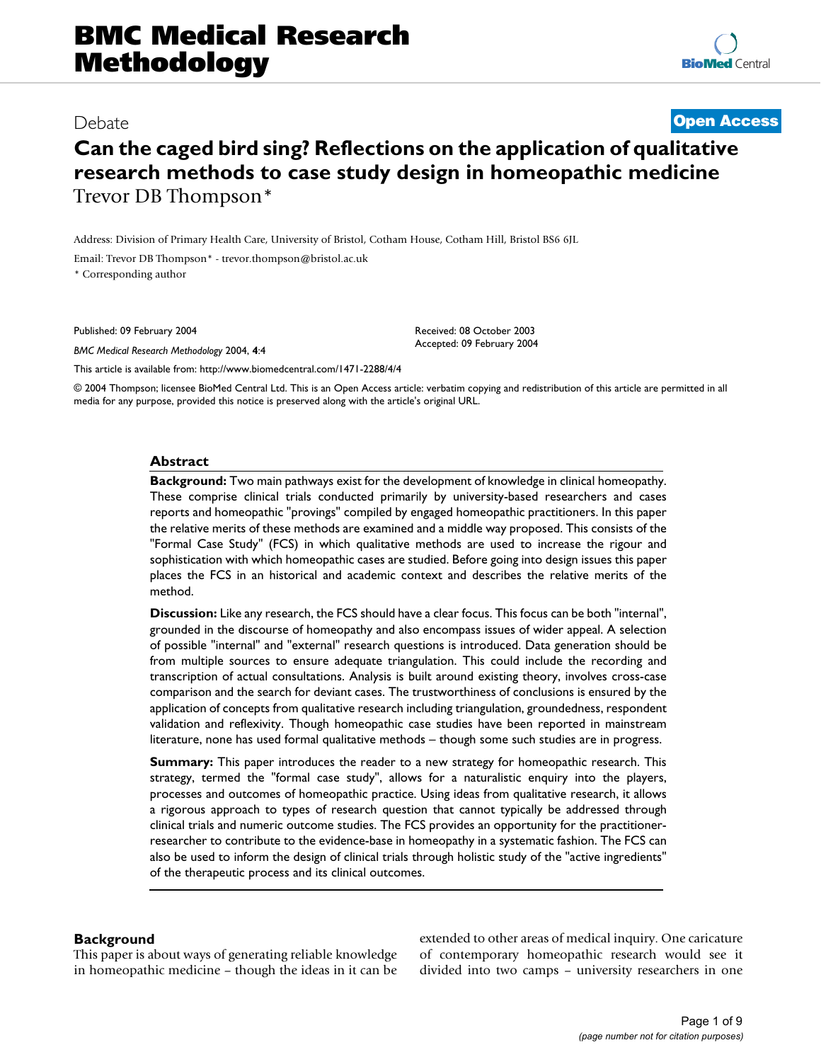# BMC Medical Research Methodology

Debate

**Open Access**

# Can the caged bird sing? Reflections on the application of qualitative research methods to case study design in homeopathic medicine

Trevor DB Thompson*

Address: Division of Primary Health Care, University of Bristol, Cotham House, Cotham Hill, Bristol BS6 6JL

Email: Trevor DB Thompson* - trevor.thompson@bristol.ac.uk

\* Corresponding author

Published: 09 February 2004

*BMC Medical Research Methodology* 2004, **4**:4

This article is available from: http://www.biomedcentral.com/1471-2288/4/4

Received: 08 October 2003
Accepted: 09 February 2004

© 2004 Thompson; licensee BioMed Central Ltd. This is an Open Access article: verbatim copying and redistribution of this article are permitted in all media for any purpose, provided this notice is preserved along with the article's original URL.

## Abstract

**Background:** Two main pathways exist for the development of knowledge in clinical homeopathy. These comprise clinical trials conducted primarily by university-based researchers and cases reports and homeopathic "provings" compiled by engaged homeopathic practitioners. In this paper the relative merits of these methods are examined and a middle way proposed. This consists of the "Formal Case Study" (FCS) in which qualitative methods are used to increase the rigour and sophistication with which homeopathic cases are studied. Before going into design issues this paper places the FCS in an historical and academic context and describes the relative merits of the method.

**Discussion:** Like any research, the FCS should have a clear focus. This focus can be both "internal", grounded in the discourse of homeopathy and also encompass issues of wider appeal. A selection of possible "internal" and "external" research questions is introduced. Data generation should be from multiple sources to ensure adequate triangulation. This could include the recording and transcription of actual consultations. Analysis is built around existing theory, involves cross-case comparison and the search for deviant cases. The trustworthiness of conclusions is ensured by the application of concepts from qualitative research including triangulation, groundedness, respondent validation and reflexivity. Though homeopathic case studies have been reported in mainstream literature, none has used formal qualitative methods – though some such studies are in progress.

**Summary:** This paper introduces the reader to a new strategy for homeopathic research. This strategy, termed the "formal case study", allows for a naturalistic enquiry into the players, processes and outcomes of homeopathic practice. Using ideas from qualitative research, it allows a rigorous approach to types of research question that cannot typically be addressed through clinical trials and numeric outcome studies. The FCS provides an opportunity for the practitioner-researcher to contribute to the evidence-base in homeopathy in a systematic fashion. The FCS can also be used to inform the design of clinical trials through holistic study of the "active ingredients" of the therapeutic process and its clinical outcomes.

## Background

This paper is about ways of generating reliable knowledge in homeopathic medicine – though the ideas in it can be extended to other areas of medical inquiry. One caricature of contemporary homeopathic research would see it divided into two camps – university researchers in one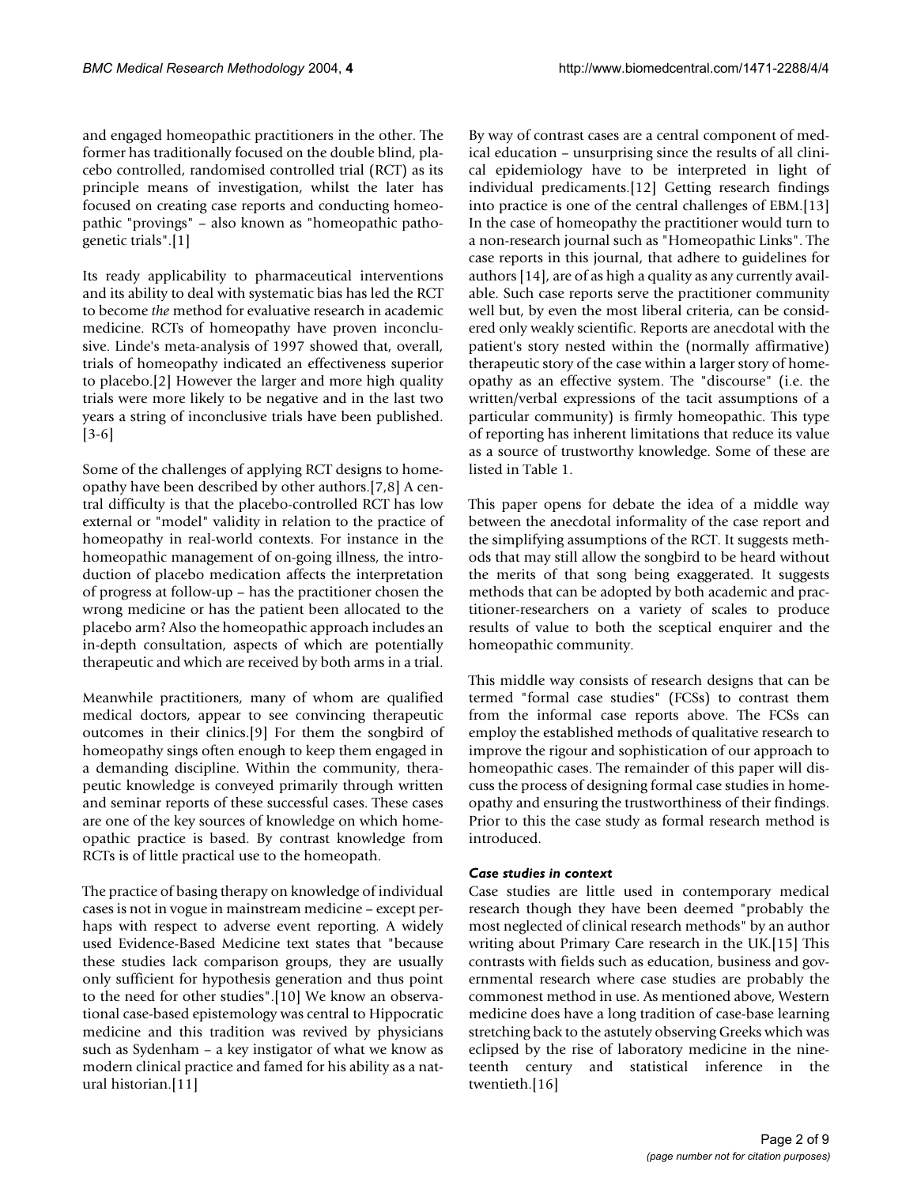and engaged homeopathic practitioners in the other. The former has traditionally focused on the double blind, placebo controlled, randomised controlled trial (RCT) as its principle means of investigation, whilst the later has focused on creating case reports and conducting homeopathic "provings" – also known as "homeopathic pathogenetic trials".[1]

Its ready applicability to pharmaceutical interventions and its ability to deal with systematic bias has led the RCT to become *the* method for evaluative research in academic medicine. RCTs of homeopathy have proven inconclusive. Linde's meta-analysis of 1997 showed that, overall, trials of homeopathy indicated an effectiveness superior to placebo.[2] However the larger and more high quality trials were more likely to be negative and in the last two years a string of inconclusive trials have been published.[3-6]

Some of the challenges of applying RCT designs to homeopathy have been described by other authors.[7,8] A central difficulty is that the placebo-controlled RCT has low external or "model" validity in relation to the practice of homeopathy in real-world contexts. For instance in the homeopathic management of on-going illness, the introduction of placebo medication affects the interpretation of progress at follow-up – has the practitioner chosen the wrong medicine or has the patient been allocated to the placebo arm? Also the homeopathic approach includes an in-depth consultation, aspects of which are potentially therapeutic and which are received by both arms in a trial.

Meanwhile practitioners, many of whom are qualified medical doctors, appear to see convincing therapeutic outcomes in their clinics.[9] For them the songbird of homeopathy sings often enough to keep them engaged in a demanding discipline. Within the community, therapeutic knowledge is conveyed primarily through written and seminar reports of these successful cases. These cases are one of the key sources of knowledge on which homeopathic practice is based. By contrast knowledge from RCTs is of little practical use to the homeopath.

The practice of basing therapy on knowledge of individual cases is not in vogue in mainstream medicine – except perhaps with respect to adverse event reporting. A widely used Evidence-Based Medicine text states that "because these studies lack comparison groups, they are usually only sufficient for hypothesis generation and thus point to the need for other studies".[10] We know an observational case-based epistemology was central to Hippocratic medicine and this tradition was revived by physicians such as Sydenham – a key instigator of what we know as modern clinical practice and famed for his ability as a natural historian.[11]

By way of contrast cases are a central component of medical education – unsurprising since the results of all clinical epidemiology have to be interpreted in light of individual predicaments.[12] Getting research findings into practice is one of the central challenges of EBM.[13] In the case of homeopathy the practitioner would turn to a non-research journal such as "Homeopathic Links". The case reports in this journal, that adhere to guidelines for authors [14], are of as high a quality as any currently available. Such case reports serve the practitioner community well but, by even the most liberal criteria, can be considered only weakly scientific. Reports are anecdotal with the patient's story nested within the (normally affirmative) therapeutic story of the case within a larger story of homeopathy as an effective system. The "discourse" (i.e. the written/verbal expressions of the tacit assumptions of a particular community) is firmly homeopathic. This type of reporting has inherent limitations that reduce its value as a source of trustworthy knowledge. Some of these are listed in Table 1.

This paper opens for debate the idea of a middle way between the anecdotal informality of the case report and the simplifying assumptions of the RCT. It suggests methods that may still allow the songbird to be heard without the merits of that song being exaggerated. It suggests methods that can be adopted by both academic and practitioner-researchers on a variety of scales to produce results of value to both the sceptical enquirer and the homeopathic community.

This middle way consists of research designs that can be termed "formal case studies" (FCSs) to contrast them from the informal case reports above. The FCSs can employ the established methods of qualitative research to improve the rigour and sophistication of our approach to homeopathic cases. The remainder of this paper will discuss the process of designing formal case studies in homeopathy and ensuring the trustworthiness of their findings. Prior to this the case study as formal research method is introduced.

### *Case studies in context*

Case studies are little used in contemporary medical research though they have been deemed "probably the most neglected of clinical research methods" by an author writing about Primary Care research in the UK.[15] This contrasts with fields such as education, business and governmental research where case studies are probably the commonest method in use. As mentioned above, Western medicine does have a long tradition of case-base learning stretching back to the astutely observing Greeks which was eclipsed by the rise of laboratory medicine in the nineteenth century and statistical inference in the twentieth.[16]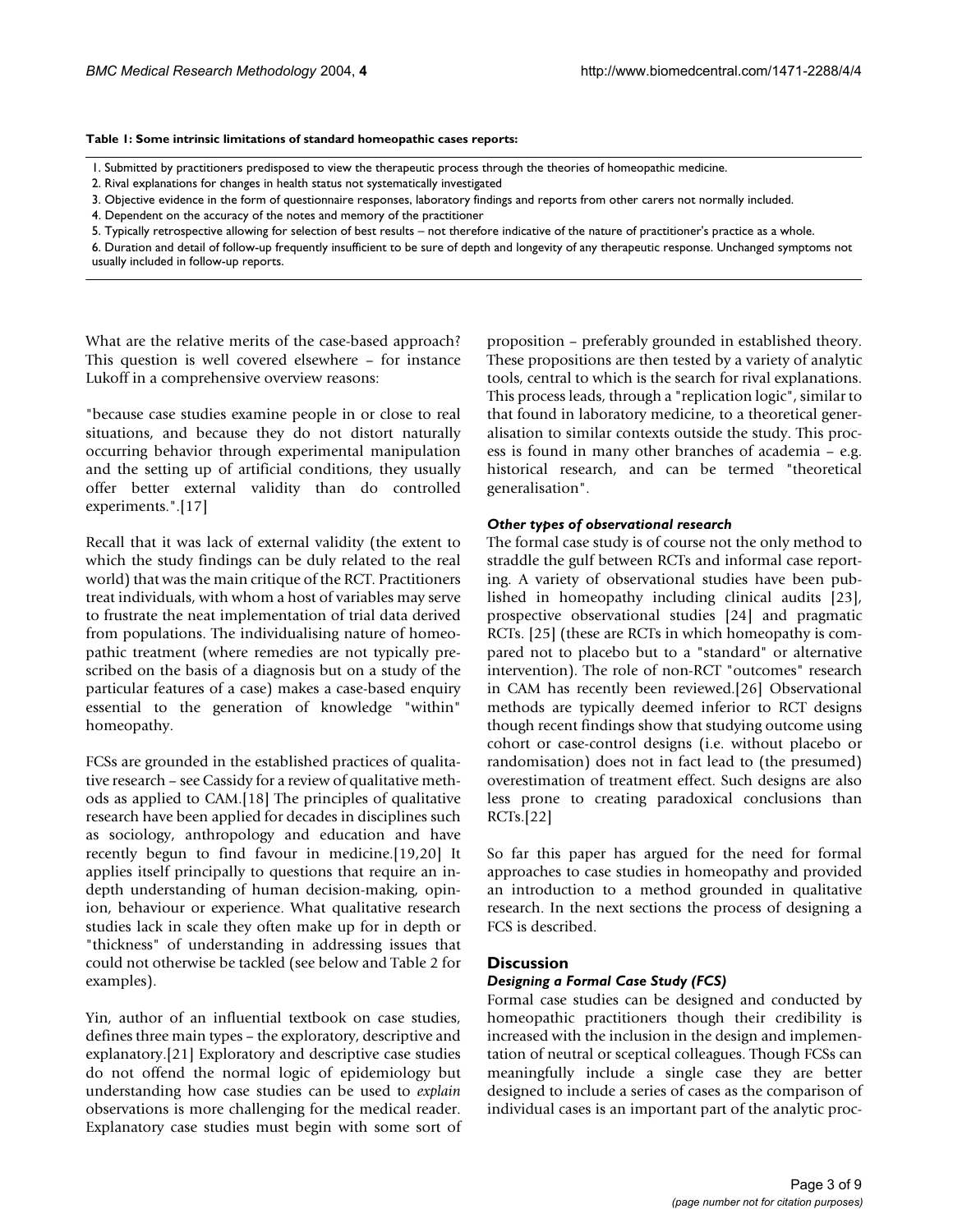**Table 1: Some intrinsic limitations of standard homeopathic cases reports:**

1. Submitted by practitioners predisposed to view the therapeutic process through the theories of homeopathic medicine.
2. Rival explanations for changes in health status not systematically investigated
3. Objective evidence in the form of questionnaire responses, laboratory findings and reports from other carers not normally included.
4. Dependent on the accuracy of the notes and memory of the practitioner
5. Typically retrospective allowing for selection of best results – not therefore indicative of the nature of practitioner's practice as a whole.
6. Duration and detail of follow-up frequently insufficient to be sure of depth and longevity of any therapeutic response. Unchanged symptoms not usually included in follow-up reports.

What are the relative merits of the case-based approach? This question is well covered elsewhere – for instance Lukoff in a comprehensive overview reasons:

"because case studies examine people in or close to real situations, and because they do not distort naturally occurring behavior through experimental manipulation and the setting up of artificial conditions, they usually offer better external validity than do controlled experiments.".[17]

Recall that it was lack of external validity (the extent to which the study findings can be duly related to the real world) that was the main critique of the RCT. Practitioners treat individuals, with whom a host of variables may serve to frustrate the neat implementation of trial data derived from populations. The individualising nature of homeopathic treatment (where remedies are not typically prescribed on the basis of a diagnosis but on a study of the particular features of a case) makes a case-based enquiry essential to the generation of knowledge "within" homeopathy.

FCSs are grounded in the established practices of qualitative research – see Cassidy for a review of qualitative methods as applied to CAM.[18] The principles of qualitative research have been applied for decades in disciplines such as sociology, anthropology and education and have recently begun to find favour in medicine.[19,20] It applies itself principally to questions that require an in-depth understanding of human decision-making, opinion, behaviour or experience. What qualitative research studies lack in scale they often make up for in depth or "thickness" of understanding in addressing issues that could not otherwise be tackled (see below and Table 2 for examples).

Yin, author of an influential textbook on case studies, defines three main types – the exploratory, descriptive and explanatory.[21] Exploratory and descriptive case studies do not offend the normal logic of epidemiology but understanding how case studies can be used to *explain* observations is more challenging for the medical reader. Explanatory case studies must begin with some sort of proposition – preferably grounded in established theory. These propositions are then tested by a variety of analytic tools, central to which is the search for rival explanations. This process leads, through a "replication logic", similar to that found in laboratory medicine, to a theoretical generalisation to similar contexts outside the study. This process is found in many other branches of academia – e.g. historical research, and can be termed "theoretical generalisation".

### *Other types of observational research*

The formal case study is of course not the only method to straddle the gulf between RCTs and informal case reporting. A variety of observational studies have been published in homeopathy including clinical audits [23], prospective observational studies [24] and pragmatic RCTs. [25] (these are RCTs in which homeopathy is compared not to placebo but to a "standard" or alternative intervention). The role of non-RCT "outcomes" research in CAM has recently been reviewed.[26] Observational methods are typically deemed inferior to RCT designs though recent findings show that studying outcome using cohort or case-control designs (i.e. without placebo or randomisation) does not in fact lead to (the presumed) overestimation of treatment effect. Such designs are also less prone to creating paradoxical conclusions than RCTs.[22]

So far this paper has argued for the need for formal approaches to case studies in homeopathy and provided an introduction to a method grounded in qualitative research. In the next sections the process of designing a FCS is described.

## Discussion

### *Designing a Formal Case Study (FCS)*

Formal case studies can be designed and conducted by homeopathic practitioners though their credibility is increased with the inclusion in the design and implementation of neutral or sceptical colleagues. Though FCSs can meaningfully include a single case they are better designed to include a series of cases as the comparison of individual cases is an important part of the analytic proc-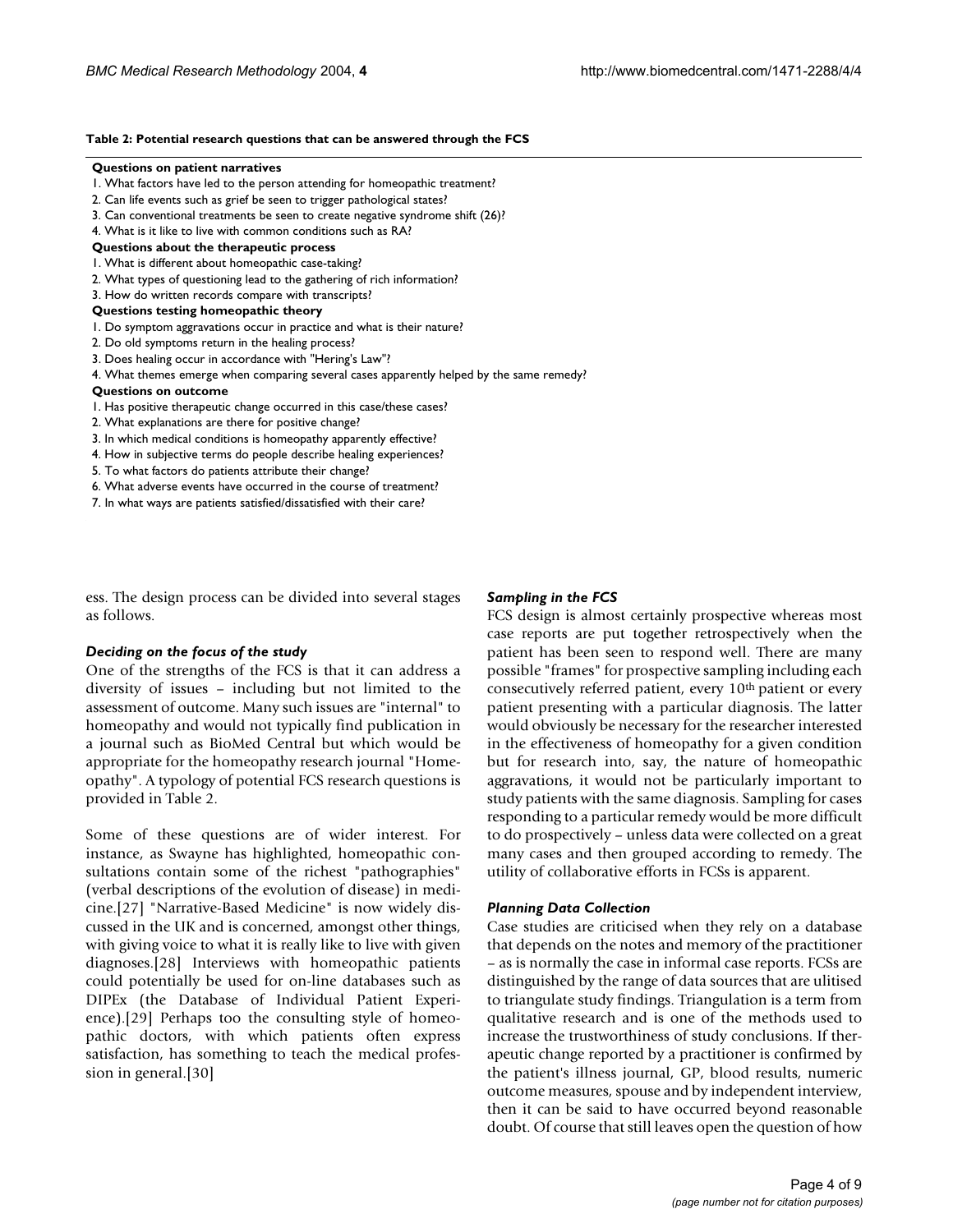**Table 2: Potential research questions that can be answered through the FCS**

**Questions on patient narratives**

1. What factors have led to the person attending for homeopathic treatment?
2. Can life events such as grief be seen to trigger pathological states?
3. Can conventional treatments be seen to create negative syndrome shift (26)?
4. What is it like to live with common conditions such as RA?

**Questions about the therapeutic process**

1. What is different about homeopathic case-taking?
2. What types of questioning lead to the gathering of rich information?
3. How do written records compare with transcripts?

**Questions testing homeopathic theory**

1. Do symptom aggravations occur in practice and what is their nature?
2. Do old symptoms return in the healing process?
3. Does healing occur in accordance with "Hering's Law"?
4. What themes emerge when comparing several cases apparently helped by the same remedy?

**Questions on outcome**

1. Has positive therapeutic change occurred in this case/these cases?
2. What explanations are there for positive change?
3. In which medical conditions is homeopathy apparently effective?
4. How in subjective terms do people describe healing experiences?
5. To what factors do patients attribute their change?
6. What adverse events have occurred in the course of treatment?
7. In what ways are patients satisfied/dissatisfied with their care?

ess. The design process can be divided into several stages as follows.

### *Deciding on the focus of the study*

One of the strengths of the FCS is that it can address a diversity of issues – including but not limited to the assessment of outcome. Many such issues are "internal" to homeopathy and would not typically find publication in a journal such as BioMed Central but which would be appropriate for the homeopathy research journal "Homeopathy". A typology of potential FCS research questions is provided in Table 2.

Some of these questions are of wider interest. For instance, as Swayne has highlighted, homeopathic consultations contain some of the richest "pathographies" (verbal descriptions of the evolution of disease) in medicine.[27] "Narrative-Based Medicine" is now widely discussed in the UK and is concerned, amongst other things, with giving voice to what it is really like to live with given diagnoses.[28] Interviews with homeopathic patients could potentially be used for on-line databases such as DIPEx (the Database of Individual Patient Experience).[29] Perhaps too the consulting style of homeopathic doctors, with which patients often express satisfaction, has something to teach the medical profession in general.[30]

### *Sampling in the FCS*

FCS design is almost certainly prospective whereas most case reports are put together retrospectively when the patient has been seen to respond well. There are many possible "frames" for prospective sampling including each consecutively referred patient, every 10th patient or every patient presenting with a particular diagnosis. The latter would obviously be necessary for the researcher interested in the effectiveness of homeopathy for a given condition but for research into, say, the nature of homeopathic aggravations, it would not be particularly important to study patients with the same diagnosis. Sampling for cases responding to a particular remedy would be more difficult to do prospectively – unless data were collected on a great many cases and then grouped according to remedy. The utility of collaborative efforts in FCSs is apparent.

### *Planning Data Collection*

Case studies are criticised when they rely on a database that depends on the notes and memory of the practitioner – as is normally the case in informal case reports. FCSs are distinguished by the range of data sources that are ulitised to triangulate study findings. Triangulation is a term from qualitative research and is one of the methods used to increase the trustworthiness of study conclusions. If therapeutic change reported by a practitioner is confirmed by the patient's illness journal, GP, blood results, numeric outcome measures, spouse and by independent interview, then it can be said to have occurred beyond reasonable doubt. Of course that still leaves open the question of how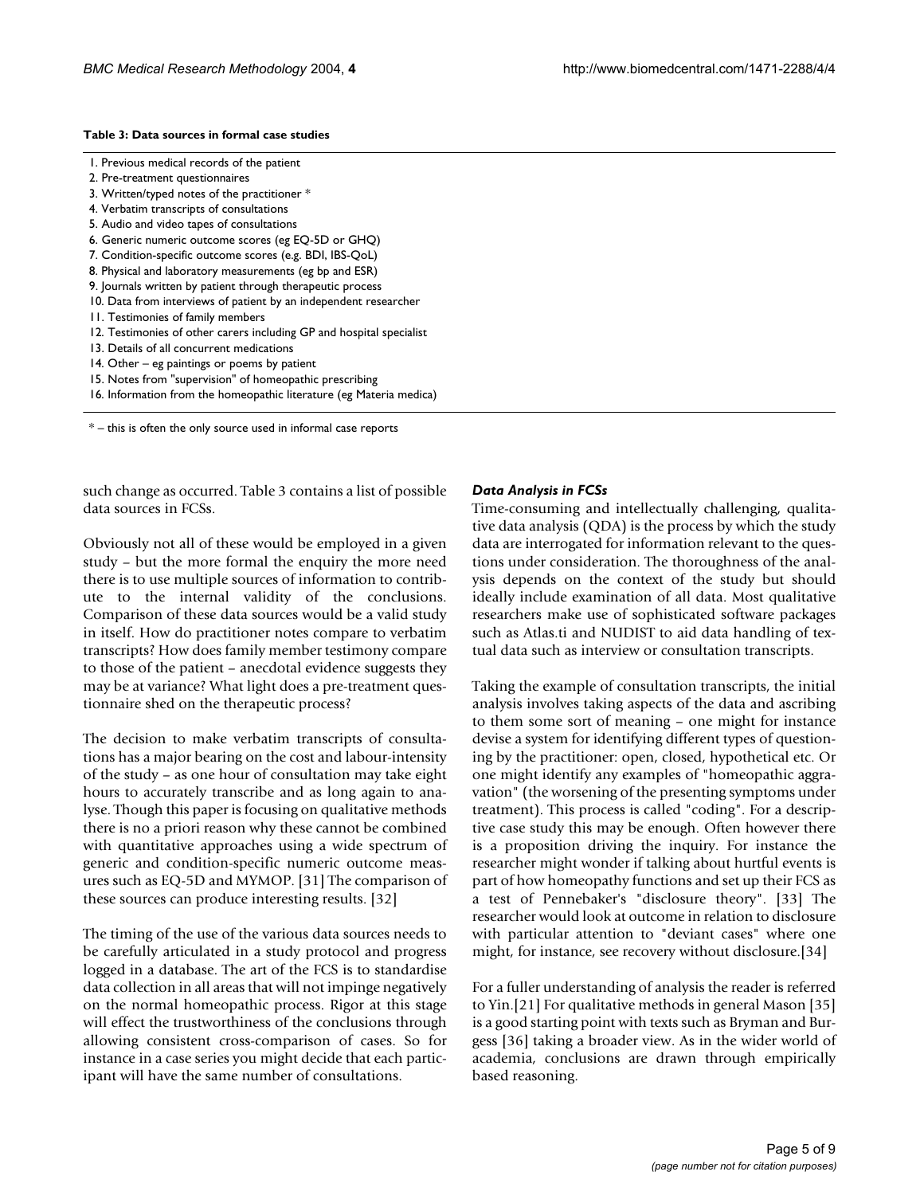**Table 3: Data sources in formal case studies**

1. Previous medical records of the patient
2. Pre-treatment questionnaires
3. Written/typed notes of the practitioner *
4. Verbatim transcripts of consultations
5. Audio and video tapes of consultations
6. Generic numeric outcome scores (eg EQ-5D or GHQ)
7. Condition-specific outcome scores (e.g. BDI, IBS-QoL)
8. Physical and laboratory measurements (eg bp and ESR)
9. Journals written by patient through therapeutic process
10. Data from interviews of patient by an independent researcher
11. Testimonies of family members
12. Testimonies of other carers including GP and hospital specialist
13. Details of all concurrent medications
14. Other – eg paintings or poems by patient
15. Notes from "supervision" of homeopathic prescribing
16. Information from the homeopathic literature (eg Materia medica)

* – this is often the only source used in informal case reports

such change as occurred. Table 3 contains a list of possible data sources in FCSs.

Obviously not all of these would be employed in a given study – but the more formal the enquiry the more need there is to use multiple sources of information to contribute to the internal validity of the conclusions. Comparison of these data sources would be a valid study in itself. How do practitioner notes compare to verbatim transcripts? How does family member testimony compare to those of the patient – anecdotal evidence suggests they may be at variance? What light does a pre-treatment questionnaire shed on the therapeutic process?

The decision to make verbatim transcripts of consultations has a major bearing on the cost and labour-intensity of the study – as one hour of consultation may take eight hours to accurately transcribe and as long again to analyse. Though this paper is focusing on qualitative methods there is no a priori reason why these cannot be combined with quantitative approaches using a wide spectrum of generic and condition-specific numeric outcome measures such as EQ-5D and MYMOP. [31] The comparison of these sources can produce interesting results. [32]

The timing of the use of the various data sources needs to be carefully articulated in a study protocol and progress logged in a database. The art of the FCS is to standardise data collection in all areas that will not impinge negatively on the normal homeopathic process. Rigor at this stage will effect the trustworthiness of the conclusions through allowing consistent cross-comparison of cases. So for instance in a case series you might decide that each participant will have the same number of consultations.

### *Data Analysis in FCSs*

Time-consuming and intellectually challenging, qualitative data analysis (QDA) is the process by which the study data are interrogated for information relevant to the questions under consideration. The thoroughness of the analysis depends on the context of the study but should ideally include examination of all data. Most qualitative researchers make use of sophisticated software packages such as Atlas.ti and NUDIST to aid data handling of textual data such as interview or consultation transcripts.

Taking the example of consultation transcripts, the initial analysis involves taking aspects of the data and ascribing to them some sort of meaning – one might for instance devise a system for identifying different types of questioning by the practitioner: open, closed, hypothetical etc. Or one might identify any examples of "homeopathic aggravation" (the worsening of the presenting symptoms under treatment). This process is called "coding". For a descriptive case study this may be enough. Often however there is a proposition driving the inquiry. For instance the researcher might wonder if talking about hurtful events is part of how homeopathy functions and set up their FCS as a test of Pennebaker's "disclosure theory". [33] The researcher would look at outcome in relation to disclosure with particular attention to "deviant cases" where one might, for instance, see recovery without disclosure.[34]

For a fuller understanding of analysis the reader is referred to Yin.[21] For qualitative methods in general Mason [35] is a good starting point with texts such as Bryman and Burgess [36] taking a broader view. As in the wider world of academia, conclusions are drawn through empirically based reasoning.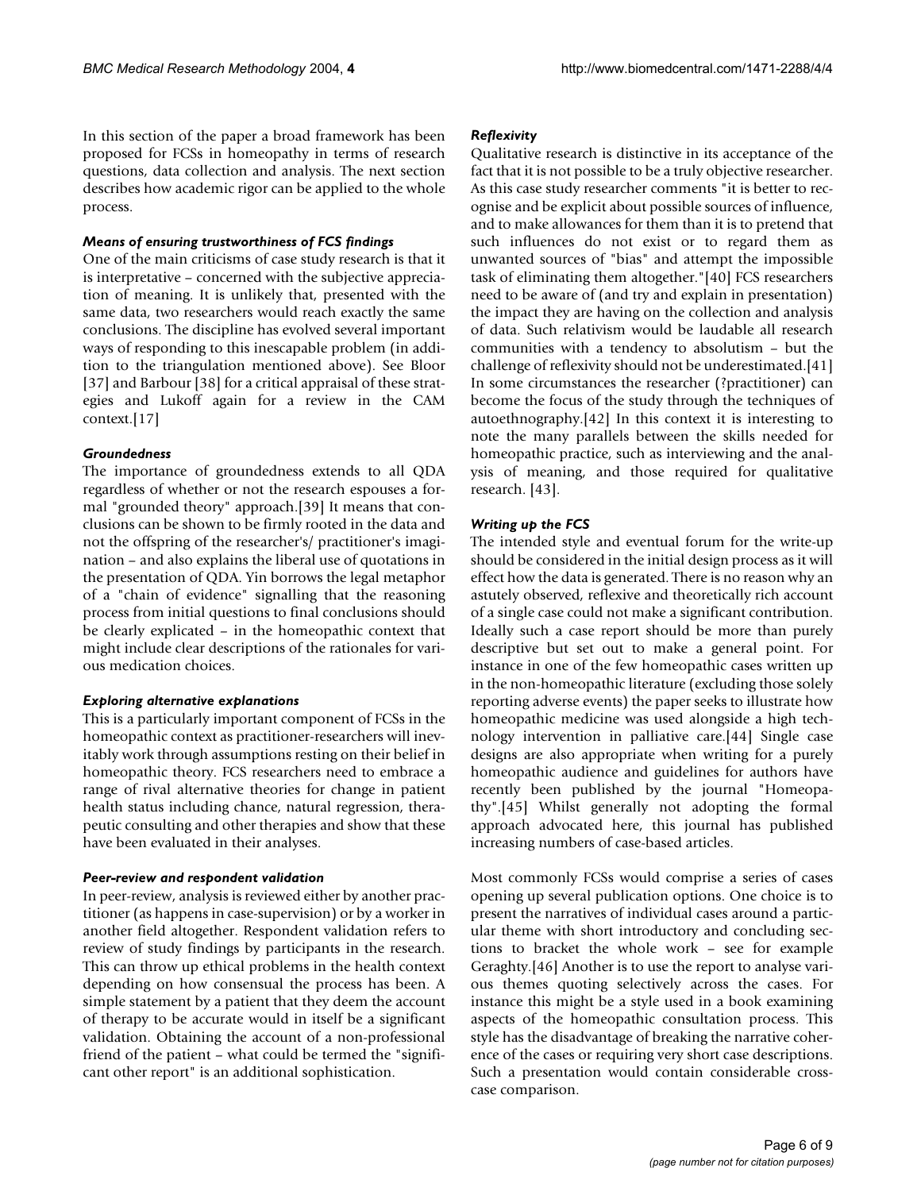In this section of the paper a broad framework has been proposed for FCSs in homeopathy in terms of research questions, data collection and analysis. The next section describes how academic rigor can be applied to the whole process.

### *Means of ensuring trustworthiness of FCS findings*

One of the main criticisms of case study research is that it is interpretative – concerned with the subjective appreciation of meaning. It is unlikely that, presented with the same data, two researchers would reach exactly the same conclusions. The discipline has evolved several important ways of responding to this inescapable problem (in addition to the triangulation mentioned above). See Bloor [37] and Barbour [38] for a critical appraisal of these strategies and Lukoff again for a review in the CAM context.[17]

### *Groundedness*

The importance of groundedness extends to all QDA regardless of whether or not the research espouses a formal "grounded theory" approach.[39] It means that conclusions can be shown to be firmly rooted in the data and not the offspring of the researcher's/ practitioner's imagination – and also explains the liberal use of quotations in the presentation of QDA. Yin borrows the legal metaphor of a "chain of evidence" signalling that the reasoning process from initial questions to final conclusions should be clearly explicated – in the homeopathic context that might include clear descriptions of the rationales for various medication choices.

### *Exploring alternative explanations*

This is a particularly important component of FCSs in the homeopathic context as practitioner-researchers will inevitably work through assumptions resting on their belief in homeopathic theory. FCS researchers need to embrace a range of rival alternative theories for change in patient health status including chance, natural regression, therapeutic consulting and other therapies and show that these have been evaluated in their analyses.

### *Peer-review and respondent validation*

In peer-review, analysis is reviewed either by another practitioner (as happens in case-supervision) or by a worker in another field altogether. Respondent validation refers to review of study findings by participants in the research. This can throw up ethical problems in the health context depending on how consensual the process has been. A simple statement by a patient that they deem the account of therapy to be accurate would in itself be a significant validation. Obtaining the account of a non-professional friend of the patient – what could be termed the "significant other report" is an additional sophistication.

### *Reflexivity*

Qualitative research is distinctive in its acceptance of the fact that it is not possible to be a truly objective researcher. As this case study researcher comments "it is better to recognise and be explicit about possible sources of influence, and to make allowances for them than it is to pretend that such influences do not exist or to regard them as unwanted sources of "bias" and attempt the impossible task of eliminating them altogether."[40] FCS researchers need to be aware of (and try and explain in presentation) the impact they are having on the collection and analysis of data. Such relativism would be laudable all research communities with a tendency to absolutism – but the challenge of reflexivity should not be underestimated.[41] In some circumstances the researcher (?practitioner) can become the focus of the study through the techniques of autoethnography.[42] In this context it is interesting to note the many parallels between the skills needed for homeopathic practice, such as interviewing and the analysis of meaning, and those required for qualitative research. [43].

### *Writing up the FCS*

The intended style and eventual forum for the write-up should be considered in the initial design process as it will effect how the data is generated. There is no reason why an astutely observed, reflexive and theoretically rich account of a single case could not make a significant contribution. Ideally such a case report should be more than purely descriptive but set out to make a general point. For instance in one of the few homeopathic cases written up in the non-homeopathic literature (excluding those solely reporting adverse events) the paper seeks to illustrate how homeopathic medicine was used alongside a high technology intervention in palliative care.[44] Single case designs are also appropriate when writing for a purely homeopathic audience and guidelines for authors have recently been published by the journal "Homeopathy".[45] Whilst generally not adopting the formal approach advocated here, this journal has published increasing numbers of case-based articles.

Most commonly FCSs would comprise a series of cases opening up several publication options. One choice is to present the narratives of individual cases around a particular theme with short introductory and concluding sections to bracket the whole work – see for example Geraghty.[46] Another is to use the report to analyse various themes quoting selectively across the cases. For instance this might be a style used in a book examining aspects of the homeopathic consultation process. This style has the disadvantage of breaking the narrative coherence of the cases or requiring very short case descriptions. Such a presentation would contain considerable cross-case comparison.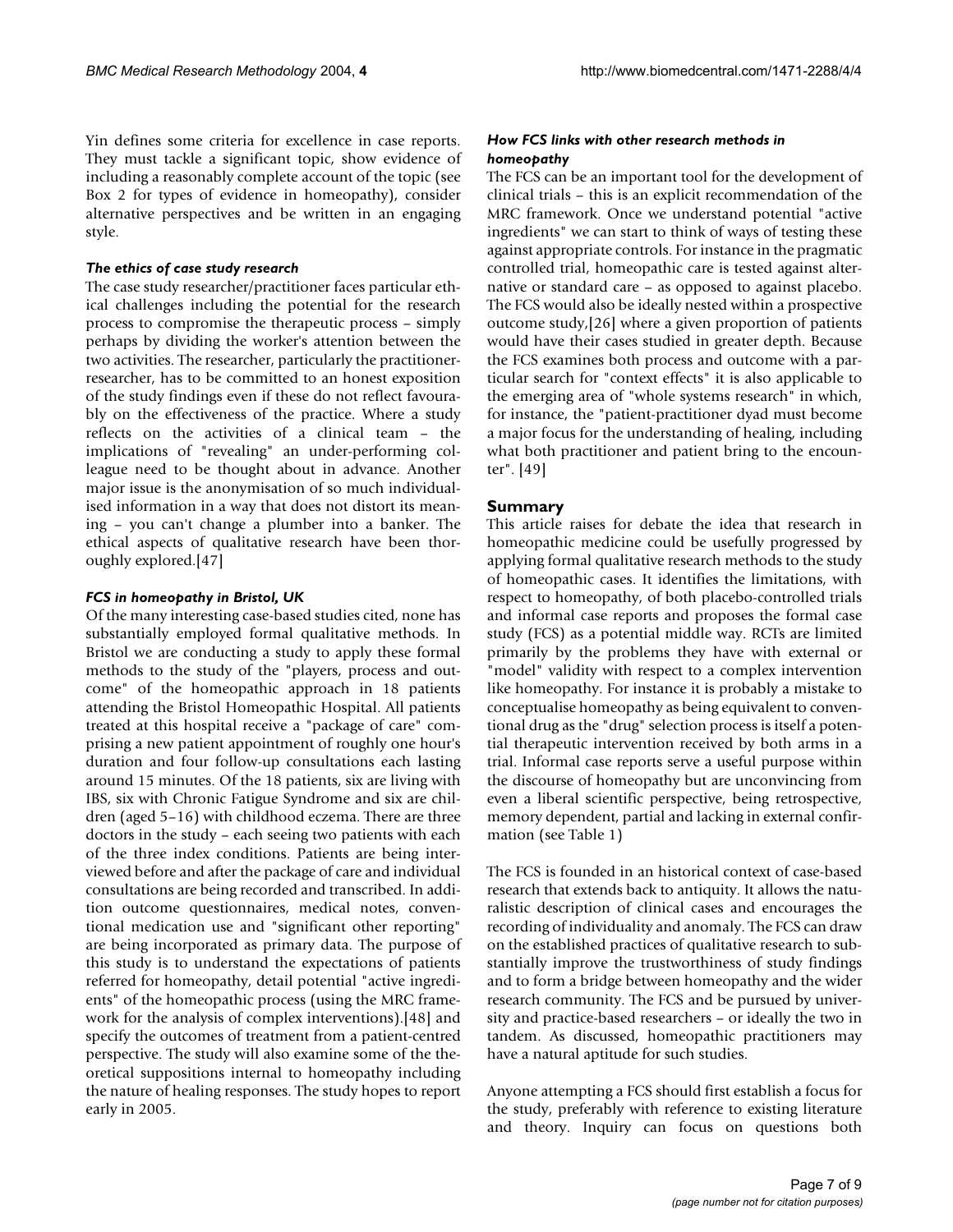Yin defines some criteria for excellence in case reports. They must tackle a significant topic, show evidence of including a reasonably complete account of the topic (see Box 2 for types of evidence in homeopathy), consider alternative perspectives and be written in an engaging style.

### *The ethics of case study research*

The case study researcher/practitioner faces particular ethical challenges including the potential for the research process to compromise the therapeutic process – simply perhaps by dividing the worker's attention between the two activities. The researcher, particularly the practitioner-researcher, has to be committed to an honest exposition of the study findings even if these do not reflect favourably on the effectiveness of the practice. Where a study reflects on the activities of a clinical team – the implications of "revealing" an under-performing colleague need to be thought about in advance. Another major issue is the anonymisation of so much individualised information in a way that does not distort its meaning – you can't change a plumber into a banker. The ethical aspects of qualitative research have been thoroughly explored.[47]

### *FCS in homeopathy in Bristol, UK*

Of the many interesting case-based studies cited, none has substantially employed formal qualitative methods. In Bristol we are conducting a study to apply these formal methods to the study of the "players, process and outcome" of the homeopathic approach in 18 patients attending the Bristol Homeopathic Hospital. All patients treated at this hospital receive a "package of care" comprising a new patient appointment of roughly one hour's duration and four follow-up consultations each lasting around 15 minutes. Of the 18 patients, six are living with IBS, six with Chronic Fatigue Syndrome and six are children (aged 5–16) with childhood eczema. There are three doctors in the study – each seeing two patients with each of the three index conditions. Patients are being interviewed before and after the package of care and individual consultations are being recorded and transcribed. In addition outcome questionnaires, medical notes, conventional medication use and "significant other reporting" are being incorporated as primary data. The purpose of this study is to understand the expectations of patients referred for homeopathy, detail potential "active ingredients" of the homeopathic process (using the MRC framework for the analysis of complex interventions).[48] and specify the outcomes of treatment from a patient-centred perspective. The study will also examine some of the theoretical suppositions internal to homeopathy including the nature of healing responses. The study hopes to report early in 2005.

### *How FCS links with other research methods in homeopathy*

The FCS can be an important tool for the development of clinical trials – this is an explicit recommendation of the MRC framework. Once we understand potential "active ingredients" we can start to think of ways of testing these against appropriate controls. For instance in the pragmatic controlled trial, homeopathic care is tested against alternative or standard care – as opposed to against placebo. The FCS would also be ideally nested within a prospective outcome study,[26] where a given proportion of patients would have their cases studied in greater depth. Because the FCS examines both process and outcome with a particular search for "context effects" it is also applicable to the emerging area of "whole systems research" in which, for instance, the "patient-practitioner dyad must become a major focus for the understanding of healing, including what both practitioner and patient bring to the encounter". [49]

## Summary

This article raises for debate the idea that research in homeopathic medicine could be usefully progressed by applying formal qualitative research methods to the study of homeopathic cases. It identifies the limitations, with respect to homeopathy, of both placebo-controlled trials and informal case reports and proposes the formal case study (FCS) as a potential middle way. RCTs are limited primarily by the problems they have with external or "model" validity with respect to a complex intervention like homeopathy. For instance it is probably a mistake to conceptualise homeopathy as being equivalent to conventional drug as the "drug" selection process is itself a potential therapeutic intervention received by both arms in a trial. Informal case reports serve a useful purpose within the discourse of homeopathy but are unconvincing from even a liberal scientific perspective, being retrospective, memory dependent, partial and lacking in external confirmation (see Table 1)

The FCS is founded in an historical context of case-based research that extends back to antiquity. It allows the naturalistic description of clinical cases and encourages the recording of individuality and anomaly. The FCS can draw on the established practices of qualitative research to substantially improve the trustworthiness of study findings and to form a bridge between homeopathy and the wider research community. The FCS and be pursued by university and practice-based researchers – or ideally the two in tandem. As discussed, homeopathic practitioners may have a natural aptitude for such studies.

Anyone attempting a FCS should first establish a focus for the study, preferably with reference to existing literature and theory. Inquiry can focus on questions both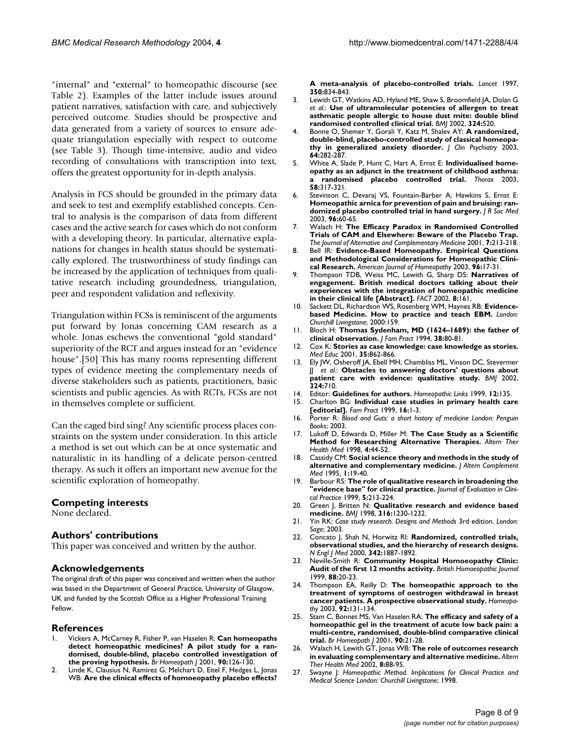"internal" and "external" to homeopathic discourse (see Table 2). Examples of the latter include issues around patient narratives, satisfaction with care, and subjectively perceived outcome. Studies should be prospective and data generated from a variety of sources to ensure adequate triangulation especially with respect to outcome (see Table 3). Though time-intensive, audio and video recording of consultations with transcription into text, offers the greatest opportunity for in-depth analysis.

Analysis in FCS should be grounded in the primary data and seek to test and exemplify established concepts. Central to analysis is the comparison of data from different cases and the active search for cases which do not conform with a developing theory. In particular, alternative explanations for changes in health status should be systematically explored. The trustworthiness of study findings can be increased by the application of techniques from qualitative research including groundedness, triangulation, peer and respondent validation and reflexivity.

Triangulation within FCSs is reminiscent of the arguments put forward by Jonas concerning CAM research as a whole. Jonas eschews the conventional "gold standard" superiority of the RCT and argues instead for an "evidence house".[50] This has many rooms representing different types of evidence meeting the complementary needs of diverse stakeholders such as patients, practitioners, basic scientists and public agencies. As with RCTs, FCSs are not in themselves complete or sufficient.

Can the caged bird sing? Any scientific process places constraints on the system under consideration. In this article a method is set out which can be at once systematic and naturalistic in its handling of a delicate person-centred therapy. As such it offers an important new avenue for the scientific exploration of homeopathy.

## Competing interests

None declared.

## Authors' contributions

This paper was conceived and written by the author.

## Acknowledgements

The original draft of this paper was conceived and written when the author was based in the Department of General Practice, University of Glasgow, UK and funded by the Scottish Office as a Higher Professional Training Fellow.

## References

1. Vickers A, McCarney R, Fisher P, van Haselen R: **Can homeopaths detect homeopathic medicines? A pilot study for a randomised, double-blind, placebo controlled investigation of the proving hypothesis.** *Br Homeopath J* 2001, **90:**126-130.
2. Linde K, Clausius N, Ramirez G, Melchart D, Eitel F, Hedges L, Jonas WB: **Are the clinical effects of homoeopathy placebo effects? A meta-analysis of placebo-controlled trials.** *Lancet* 1997, **350:**834-843.
3. Lewith GT, Watkins AD, Hyland ME, Shaw S, Broomfield JA, Dolan G *et al.*: **Use of ultramolecular potencies of allergen to treat asthmatic people allergic to house dust mite: double blind randomised controlled clinical trial.** *BMJ* 2002, **324:**520.
4. Bonne O, Shemer Y, Gorali Y, Katz M, Shalev AY: **A randomized, double-blind, placebo-controlled study of classical homeopathy in generalized anxiety disorder.** *J Clin Psychiatry* 2003, **64:**282-287.
5. White A, Slade P, Hunt C, Hart A, Ernst E: **Individualised homeopathy as an adjunct in the treatment of childhood asthma: a randomised placebo controlled trial.** *Thorax* 2003, **58:**317-321.
6. Stevinson C, Devaraj VS, Fountain-Barber A, Hawkins S, Ernst E: **Homeopathic arnica for prevention of pain and bruising: randomized placebo controlled trial in hand surgery.** *J R Soc Med* 2003, **96:**60-65.
7. Walach H: **The Efficacy Paradox in Randomised Controlled Trials of CAM and Elsewhere: Beware of the Placebo Trap.** *The Journal of Alternative and Complementary Medicine* 2001, **7:**213-218.
8. Bell IR: **Evidence-Based Homeopathy. Empirical Questions and Methodological Considerations for Homeopathic Clinical Research.** *American Journal of Homeopathy* 2003, **96:**17-31.
9. Thompson TDB, Weiss MC, Lewith G, Sharp DS: **Narratives of engagement. British medical doctors talking about their experiences with the integration of homeopathic medicine in their clinical life [Abstract].** *FACT* 2002, **8:**161.
10. Sackett DL, Richardson WS, Rosenberg WM, Haynes RB: **Evidence-based Medicine. How to practice and teach EBM.** *London: Churchill Livingstone*; 2000:159.
11. Bloch H: **Thomas Sydenham, MD (1624–1689): the father of clinical observation.** *J Fam Pract* 1994, **38:**80-81.
12. Cox K: **Stories as case knowledge: case knowledge as stories.** *Med Educ* 2001, **35:**862-866.
13. Ely JW, Osheroff JA, Ebell MH, Chambliss ML, Vinson DC, Stevermer JJ *et al.*: **Obstacles to answering doctors' questions about patient care with evidence: qualitative study.** *BMJ* 2002, **324:**710.
14. Editor: **Guidelines for authors.** *Homeopathic Links* 1999, **12:**135.
15. Charlton BG: **Individual case studies in primary health care [editorial].** *Fam Pract* 1999, **16:**1-3.
16. Porter R: *Blood and Guts: a short history of medicine London: Penguin Books*; 2003.
17. Lukoff D, Edwards D, Miller M: **The Case Study as a Scientific Method for Researching Alternative Therapies.** *Altern Ther Health Med* 1998, **4:**44-52.
18. Cassidy CM: **Social science theory and methods in the study of alternative and complementary medicine.** *J Altern Complement Med* 1995, **1:**19-40.
19. Barbour RS: **The role of qualitative research in broadening the "evidence base" for clinical practice.** *Journal of Evaluation in Clinical Practice* 1999, **5:**213-224.
20. Green J, Britten N: **Qualitative research and evidence based medicine.** *BMJ* 1998, **316:**1230-1232.
21. Yin RK: *Case study research. Designs and Methods* 3rd edition. *London: Sage*; 2003.
22. Concato J, Shah N, Horwitz RI: **Randomized, controlled trials, observational studies, and the hierarchy of research designs.** *N Engl J Med* 2000, **342:**1887-1892.
23. Neville-Smith R: **Community Hospital Homoeopathy Clinic: Audit of the first 12 months activity.** *British Homoeopathic Journal* 1999, **88:**20-23.
24. Thompson EA, Reilly D: **The homeopathic approach to the treatment of symptoms of oestrogen withdrawal in breast cancer patients. A prospective observational study.** *Homeopathy* 2003, **92:**131-134.
25. Stam C, Bonnet MS, Van Haselen RA: **The efficacy and safety of a homeopathic gel in the treatment of acute low back pain: a multi-centre, randomised, double-blind comparative clinical trial.** *Br Homeopath J* 2001, **90:**21-28.
26. Walach H, Lewith GT, Jonas WB: **The role of outcomes research in evaluating complementary and alternative medicine.** *Altern Ther Health Med* 2002, **8:**88-95.
27. Swayne J: *Homeopathic Method. Implications for Clinical Practice and Medical Science London: Churchill Livingstone*; 1998.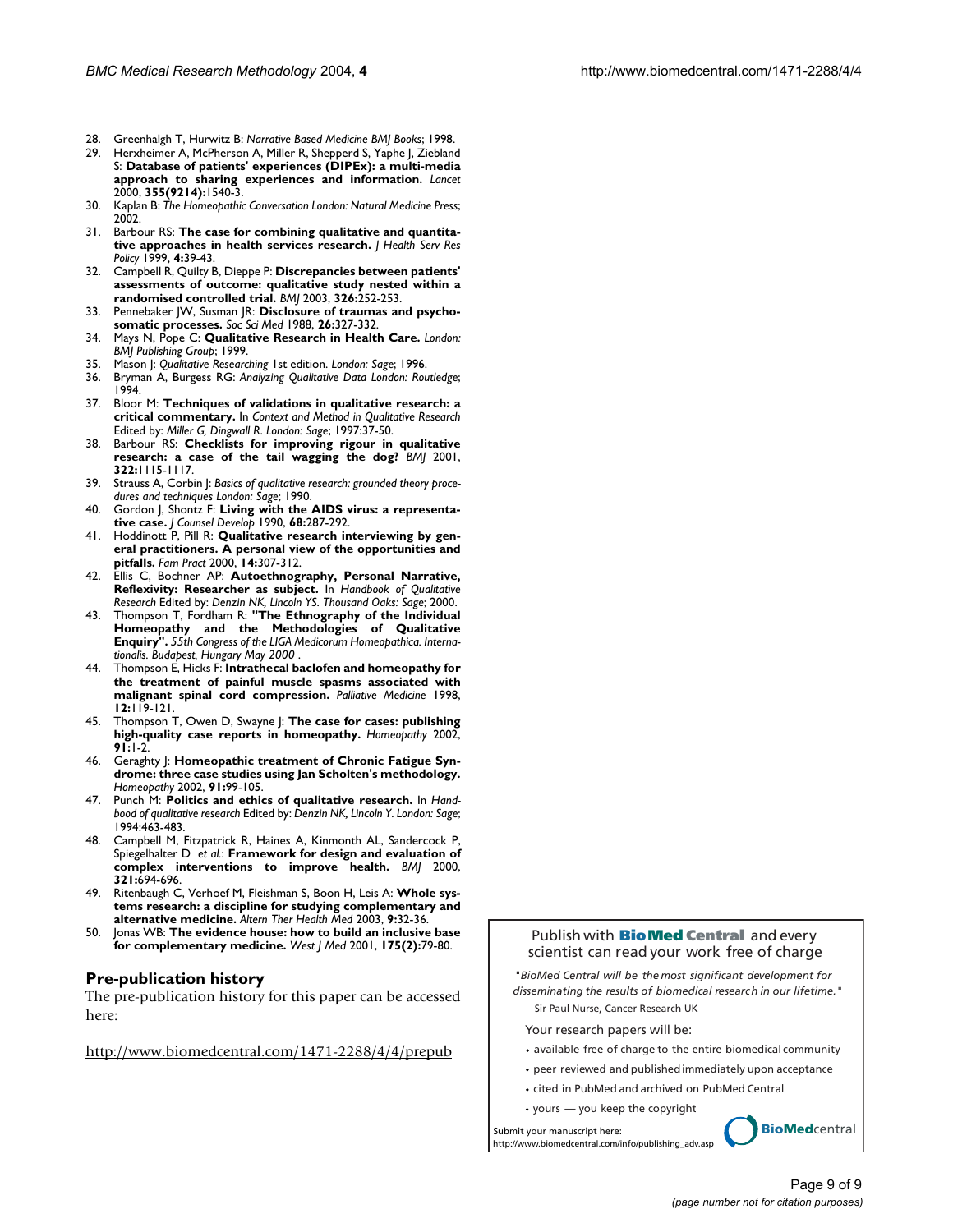28. Greenhalgh T, Hurwitz B: *Narrative Based Medicine BMJ Books*; 1998.
29. Herxheimer A, McPherson A, Miller R, Shepperd S, Yaphe J, Ziebland S: **Database of patients' experiences (DIPEx): a multi-media approach to sharing experiences and information.** *Lancet* 2000, **355(9214):**1540-3.
30. Kaplan B: *The Homeopathic Conversation London: Natural Medicine Press*; 2002.
31. Barbour RS: **The case for combining qualitative and quantitative approaches in health services research.** *J Health Serv Res Policy* 1999, **4:**39-43.
32. Campbell R, Quilty B, Dieppe P: **Discrepancies between patients' assessments of outcome: qualitative study nested within a randomised controlled trial.** *BMJ* 2003, **326:**252-253.
33. Pennebaker JW, Susman JR: **Disclosure of traumas and psychosomatic processes.** *Soc Sci Med* 1988, **26:**327-332.
34. Mays N, Pope C: **Qualitative Research in Health Care.** *London: BMJ Publishing Group*; 1999.
35. Mason J: *Qualitative Researching* 1st edition. *London: Sage*; 1996.
36. Bryman A, Burgess RG: *Analyzing Qualitative Data London: Routledge*; 1994.
37. Bloor M: **Techniques of validations in qualitative research: a critical commentary.** In *Context and Method in Qualitative Research* Edited by: *Miller G, Dingwall R. London: Sage*; 1997:37-50.
38. Barbour RS: **Checklists for improving rigour in qualitative research: a case of the tail wagging the dog?** *BMJ* 2001, **322:**1115-1117.
39. Strauss A, Corbin J: *Basics of qualitative research: grounded theory procedures and techniques London: Sage*; 1990.
40. Gordon J, Shontz F: **Living with the AIDS virus: a representative case.** *J Counsel Develop* 1990, **68:**287-292.
41. Hoddinott P, Pill R: **Qualitative research interviewing by general practitioners. A personal view of the opportunities and pitfalls.** *Fam Pract* 2000, **14:**307-312.
42. Ellis C, Bochner AP: **Autoethnography, Personal Narrative, Reflexivity: Researcher as subject.** In *Handbook of Qualitative Research* Edited by: *Denzin NK, Lincoln YS. Thousand Oaks: Sage*; 2000.
43. Thompson T, Fordham R: **"The Ethnography of the Individual Homeopathy and the Methodologies of Qualitative Enquiry".** *55th Congress of the LIGA Medicorum Homeopathica. Internationalis. Budapest, Hungary May 2000* .
44. Thompson E, Hicks F: **Intrathecal baclofen and homeopathy for the treatment of painful muscle spasms associated with malignant spinal cord compression.** *Palliative Medicine* 1998, **12:**119-121.
45. Thompson T, Owen D, Swayne J: **The case for cases: publishing high-quality case reports in homeopathy.** *Homeopathy* 2002, **91:**1-2.
46. Geraghty J: **Homeopathic treatment of Chronic Fatigue Syndrome: three case studies using Jan Scholten's methodology.** *Homeopathy* 2002, **91:**99-105.
47. Punch M: **Politics and ethics of qualitative research.** In *Handbood of qualitative research* Edited by: *Denzin NK, Lincoln Y. London: Sage*; 1994:463-483.
48. Campbell M, Fitzpatrick R, Haines A, Kinmonth AL, Sandercock P, Spiegelhalter D *et al.*: **Framework for design and evaluation of complex interventions to improve health.** *BMJ* 2000, **321:**694-696.
49. Ritenbaugh C, Verhoef M, Fleishman S, Boon H, Leis A: **Whole systems research: a discipline for studying complementary and alternative medicine.** *Altern Ther Health Med* 2003, **9:**32-36.
50. Jonas WB: **The evidence house: how to build an inclusive base for complementary medicine.** *West J Med* 2001, **175(2):**79-80.

## Pre-publication history

The pre-publication history for this paper can be accessed here:

http://www.biomedcentral.com/1471-2288/4/4/prepub

Publish with **BioMed Central** and every scientist can read your work free of charge

*"BioMed Central will be the most significant development for disseminating the results of biomedical research in our lifetime."*
Sir Paul Nurse, Cancer Research UK

Your research papers will be:

- available free of charge to the entire biomedical community
- peer reviewed and published immediately upon acceptance
- cited in PubMed and archived on PubMed Central
- yours — you keep the copyright

Submit your manuscript here:
http://www.biomedcentral.com/info/publishing_adv.asp

BioMedcentral